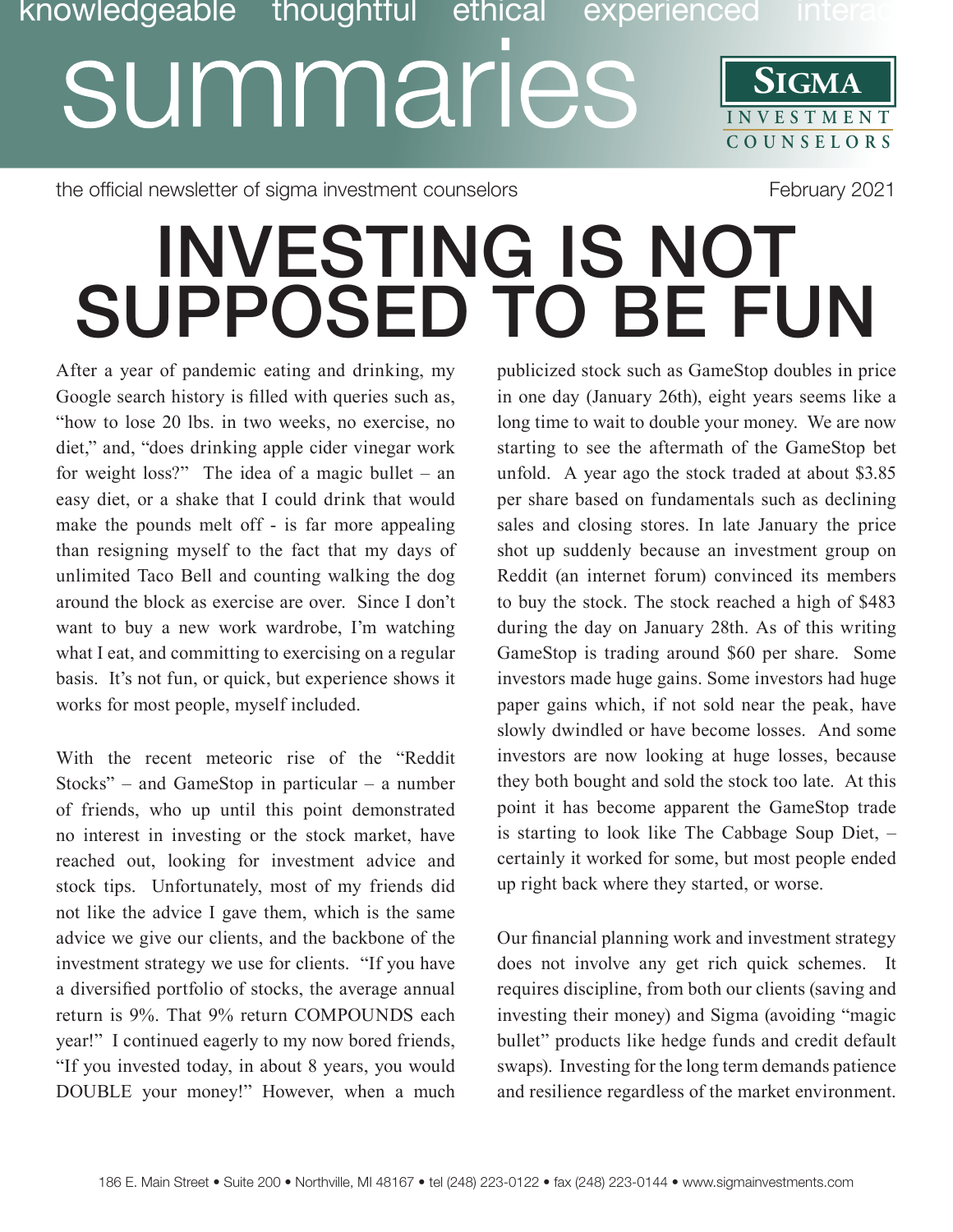knowledgeable thoughtful ethical experienced interac

# summaries

SIGMA INVESTMENT COUNSELORS

the official newsletter of sigma investment counselors

February 2021

# INVESTING IS NOT SUPPOSED TO BE FUN

After a year of pandemic eating and drinking, my Google search history is filled with queries such as, "how to lose 20 lbs. in two weeks, no exercise, no diet," and, "does drinking apple cider vinegar work for weight loss?" The idea of a magic bullet – an easy diet, or a shake that I could drink that would make the pounds melt off - is far more appealing than resigning myself to the fact that my days of unlimited Taco Bell and counting walking the dog around the block as exercise are over. Since I don't want to buy a new work wardrobe, I'm watching what I eat, and committing to exercising on a regular basis. It's not fun, or quick, but experience shows it works for most people, myself included.

With the recent meteoric rise of the "Reddit Stocks" – and GameStop in particular – a number of friends, who up until this point demonstrated no interest in investing or the stock market, have reached out, looking for investment advice and stock tips. Unfortunately, most of my friends did not like the advice I gave them, which is the same advice we give our clients, and the backbone of the investment strategy we use for clients. "If you have a diversified portfolio of stocks, the average annual return is 9%. That 9% return COMPOUNDS each year!" I continued eagerly to my now bored friends, "If you invested today, in about 8 years, you would DOUBLE your money!" However, when a much publicized stock such as GameStop doubles in price in one day (January 26th), eight years seems like a long time to wait to double your money. We are now starting to see the aftermath of the GameStop bet unfold. A year ago the stock traded at about $3.85 per share based on fundamentals such as declining sales and closing stores. In late January the price shot up suddenly because an investment group on Reddit (an internet forum) convinced its members to buy the stock. The stock reached a high of $483 during the day on January 28th. As of this writing GameStop is trading around $60 per share. Some investors made huge gains. Some investors had huge paper gains which, if not sold near the peak, have slowly dwindled or have become losses. And some investors are now looking at huge losses, because they both bought and sold the stock too late. At this point it has become apparent the GameStop trade is starting to look like The Cabbage Soup Diet, – certainly it worked for some, but most people ended up right back where they started, or worse.

Our financial planning work and investment strategy does not involve any get rich quick schemes. It requires discipline, from both our clients (saving and investing their money) and Sigma (avoiding "magic bullet" products like hedge funds and credit default swaps). Investing for the long term demands patience and resilience regardless of the market environment.

186 E. Main Street • Suite 200 • Northville, MI 48167 • tel (248) 223-0122 • fax (248) 223-0144 • www.sigmainvestments.com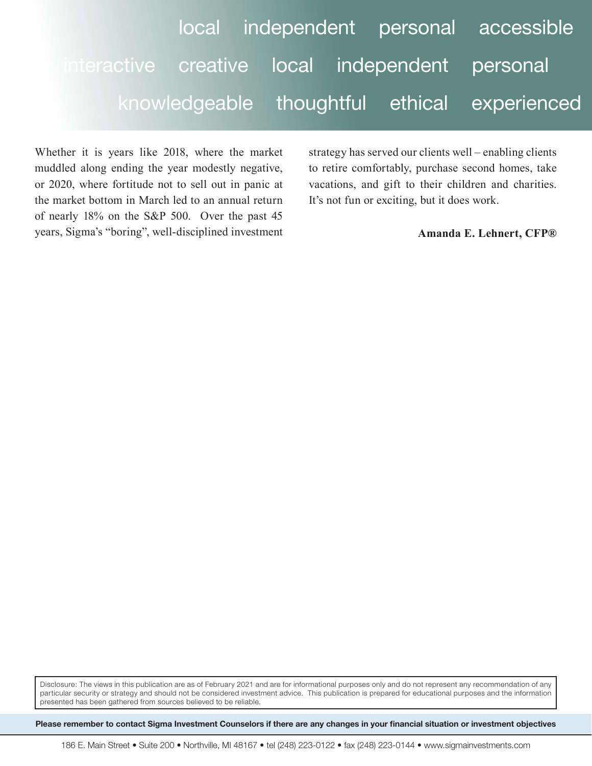local independent personal accessible

interactive creative local independent personal

knowledgeable thoughtful ethical experienced

Whether it is years like 2018, where the market muddled along ending the year modestly negative, or 2020, where fortitude not to sell out in panic at the market bottom in March led to an annual return of nearly 18% on the S&P 500. Over the past 45 years, Sigma's "boring", well-disciplined investment strategy has served our clients well – enabling clients to retire comfortably, purchase second homes, take vacations, and gift to their children and charities. It's not fun or exciting, but it does work.

**Amanda E. Lehnert, CFP®**

Disclosure: The views in this publication are as of February 2021 and are for informational purposes only and do not represent any recommendation of any particular security or strategy and should not be considered investment advice. This publication is prepared for educational purposes and the information presented has been gathered from sources believed to be reliable.

**Please remember to contact Sigma Investment Counselors if there are any changes in your financial situation or investment objectives**

186 E. Main Street • Suite 200 • Northville, MI 48167 • tel (248) 223-0122 • fax (248) 223-0144 • www.sigmainvestments.com